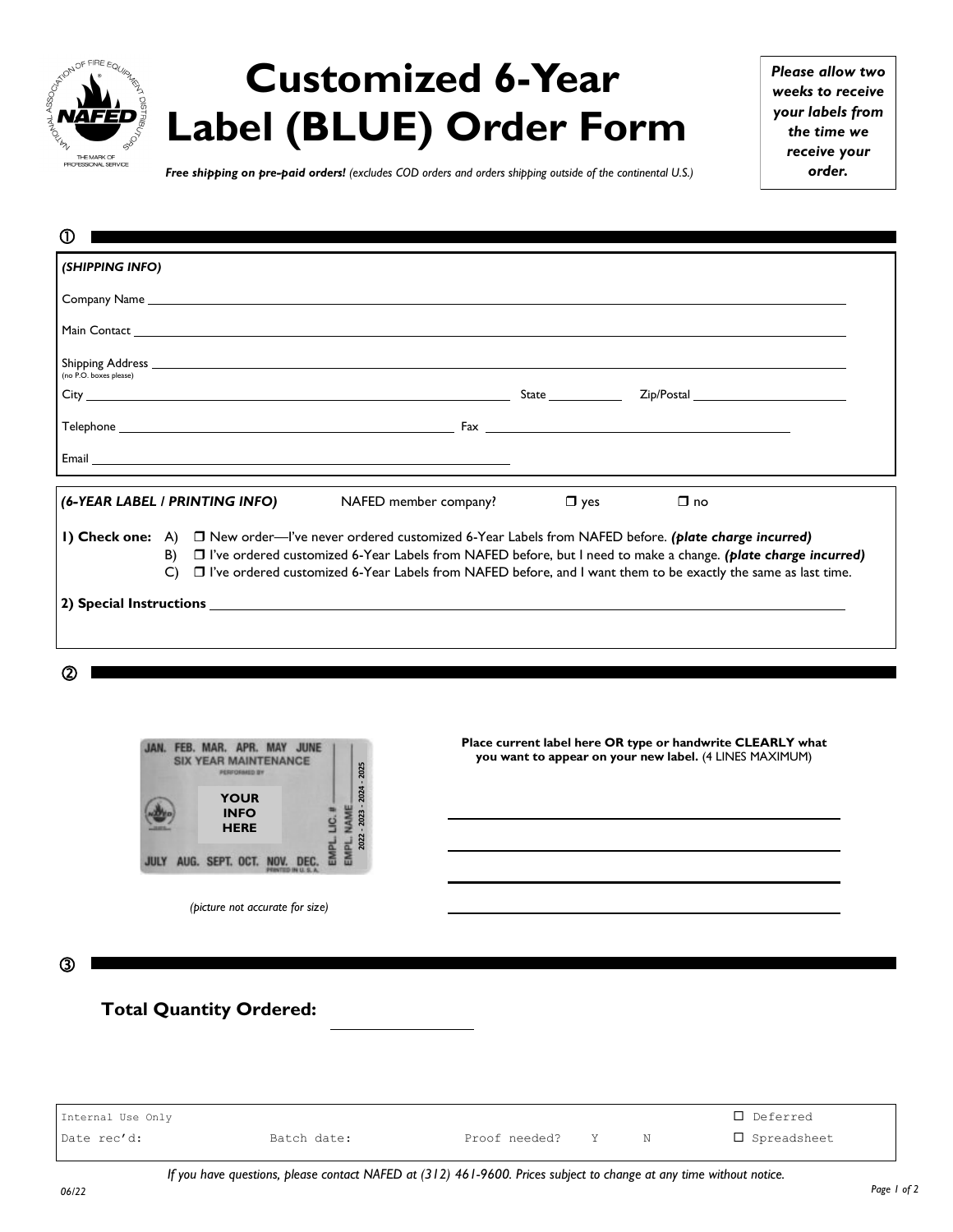# Customized 6-Year Label (BLUE) Order Form

***Please allow two weeks to receive your labels from the time we receive your order.***

***Free shipping on pre-paid orders!*** *(excludes COD orders and orders shipping outside of the continental U.S.)*

## ①

***(SHIPPING INFO)***

Company Name ______________________________

Main Contact ______________________________

Shipping Address ______________________________
(no P.O. boxes please)

City ______________________ State __________ Zip/Postal __________

Telephone ______________________ Fax ______________________

Email ______________________

***(6-YEAR LABEL / PRINTING INFO)*** NAFED member company? ☐ yes ☐ no

**1) Check one:**

A) ☐ New order—I've never ordered customized 6-Year Labels from NAFED before. ***(plate charge incurred)***

B) ☐ I've ordered customized 6-Year Labels from NAFED before, but I need to make a change. ***(plate charge incurred)***

C) ☐ I've ordered customized 6-Year Labels from NAFED before, and I want them to be exactly the same as last time.

**2) Special Instructions** ______________________________

## ②

JAN. FEB. MAR. APR. MAY JUNE
SIX YEAR MAINTENANCE
PERFORMED BY
YOUR INFO HERE
EMPL. LIC. # / EMPL. NAME
2022 - 2023 - 2024 - 2025
JULY AUG. SEPT. OCT. NOV. DEC.
PRINTED IN U.S.A.

*(picture not accurate for size)*

**Place current label here OR type or handwrite CLEARLY what you want to appear on your new label.** (4 LINES MAXIMUM)

______________________________

______________________________

______________________________

______________________________

## ③

**Total Quantity Ordered:** __________

| Internal Use Only | | | ☐ Deferred |
|---|---|---|---|
| Date rec'd: | Batch date: | Proof needed? Y N | ☐ Spreadsheet |

*If you have questions, please contact NAFED at (312) 461-9600. Prices subject to change at any time without notice.*

*06/22*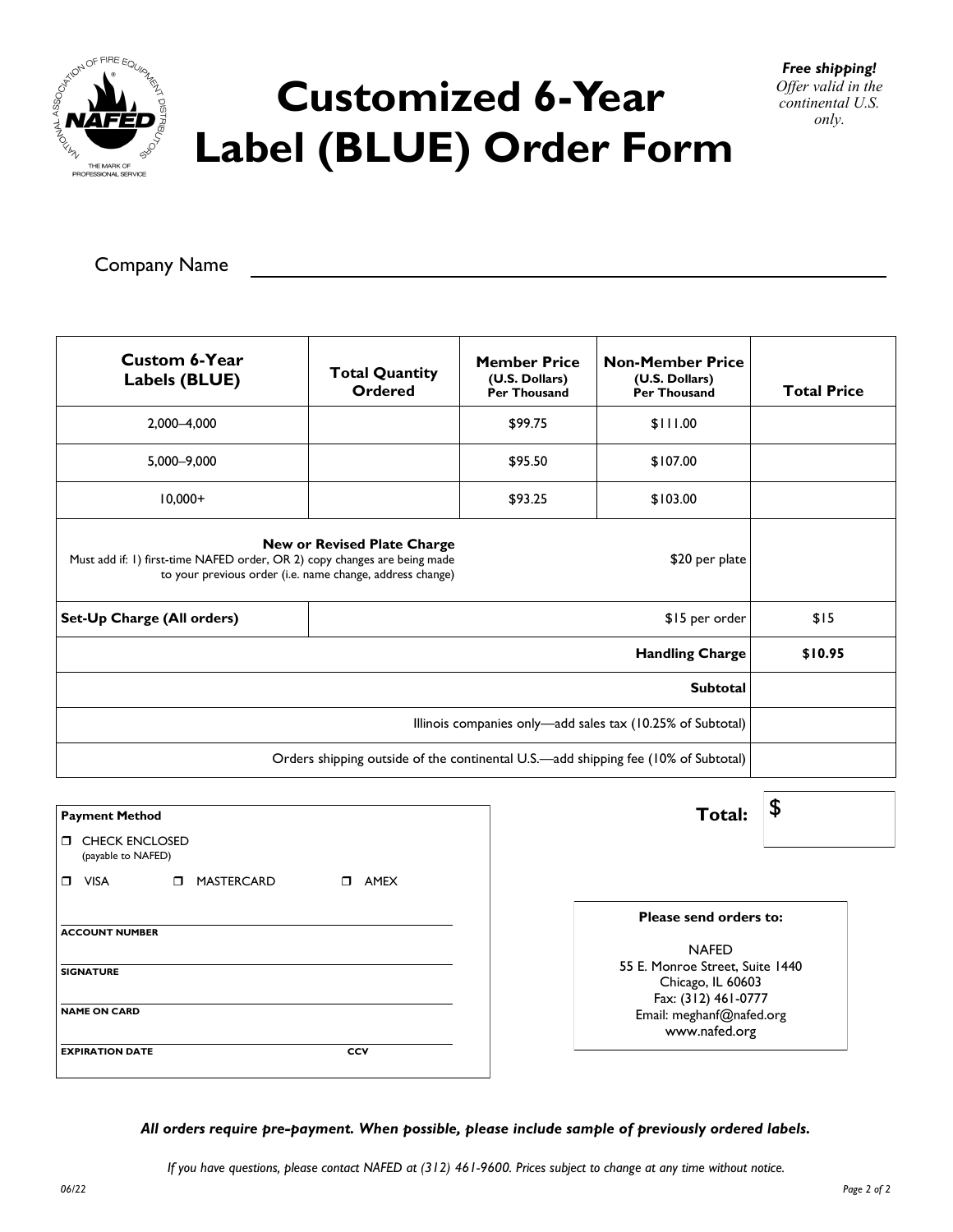# Customized 6-Year Label (BLUE) Order Form

***Free shipping!***
*Offer valid in the continental U.S. only.*

Company Name \_\_\_\_\_\_\_\_\_\_\_\_\_\_\_\_\_\_\_\_\_\_\_\_\_\_\_\_\_\_\_\_\_\_\_\_\_\_\_\_

| Custom 6-Year Labels (BLUE) | Total Quantity Ordered | Member Price (U.S. Dollars) Per Thousand | Non-Member Price (U.S. Dollars) Per Thousand | Total Price |
|---|---|---|---|---|
| 2,000–4,000 | | $99.75 | $111.00 | |
| 5,000–9,000 | | $95.50 | $107.00 | |
| 10,000+ | | $93.25 | $103.00 | |
| **New or Revised Plate Charge** Must add if: 1) first-time NAFED order, OR 2) copy changes are being made to your previous order (i.e. name change, address change) | | | $20 per plate | |
| **Set-Up Charge (All orders)** | | | $15 per order | $15 |
| | | | **Handling Charge** | **$10.95** |
| | | | **Subtotal** | |
| | | | Illinois companies only—add sales tax (10.25% of Subtotal) | |
| | | | Orders shipping outside of the continental U.S.—add shipping fee (10% of Subtotal) | |

**Total:** $

**Payment Method**

- ☐ CHECK ENCLOSED (payable to NAFED)
- ☐ VISA ☐ MASTERCARD ☐ AMEX

**ACCOUNT NUMBER**

**SIGNATURE**

**NAME ON CARD**

**EXPIRATION DATE** **CCV**

**Please send orders to:**

NAFED
55 E. Monroe Street, Suite 1440
Chicago, IL 60603
Fax: (312) 461-0777
Email: meghanf@nafed.org
www.nafed.org

***All orders require pre-payment. When possible, please include sample of previously ordered labels.***

*If you have questions, please contact NAFED at (312) 461-9600. Prices subject to change at any time without notice.*

*06/22*